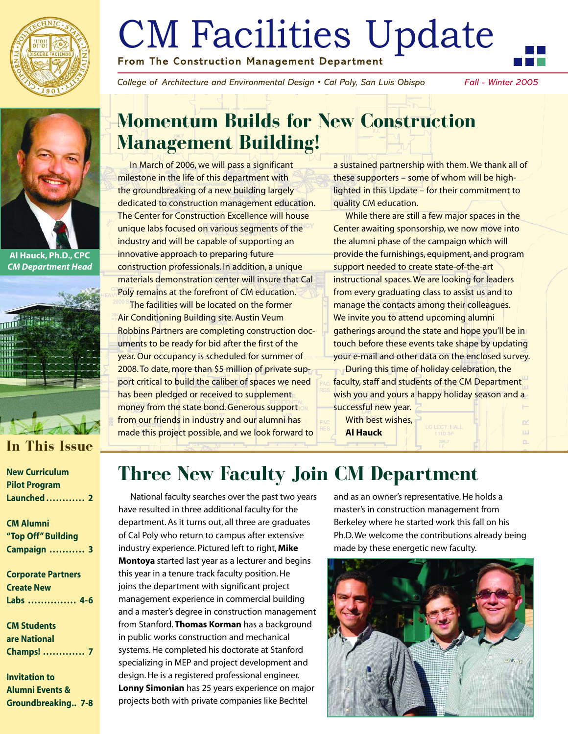# CM Facilities Update

**From The Construction Management Department**

*College of Architecture and Environmental Design • Cal Poly, San Luis Obispo* — *Fall - Winter 2005*

**Al Hauck, Ph.D., CPC**
*CM Department Head*

## In This Issue

- **New Curriculum Pilot Program Launched ............ 2**
- **CM Alumni "Top Off" Building Campaign ........... 3**
- **Corporate Partners Create New Labs ............... 4-6**
- **CM Students are National Champs! ............. 7**
- **Invitation to Alumni Events & Groundbreaking.. 7-8**

## Momentum Builds for New Construction Management Building!

In March of 2006, we will pass a significant milestone in the life of this department with the groundbreaking of a new building largely dedicated to construction management education. The Center for Construction Excellence will house unique labs focused on various segments of the industry and will be capable of supporting an innovative approach to preparing future construction professionals. In addition, a unique materials demonstration center will insure that Cal Poly remains at the forefront of CM education.

The facilities will be located on the former Air Conditioning Building site. Austin Veum Robbins Partners are completing construction documents to be ready for bid after the first of the year. Our occupancy is scheduled for summer of 2008. To date, more than $5 million of private support critical to build the caliber of spaces we need has been pledged or received to supplement money from the state bond. Generous support from our friends in industry and our alumni has made this project possible, and we look forward to a sustained partnership with them. We thank all of these supporters – some of whom will be highlighted in this Update – for their commitment to quality CM education.

While there are still a few major spaces in the Center awaiting sponsorship, we now move into the alumni phase of the campaign which will provide the furnishings, equipment, and program support needed to create state-of-the-art instructional spaces. We are looking for leaders from every graduating class to assist us and to manage the contacts among their colleagues. We invite you to attend upcoming alumni gatherings around the state and hope you'll be in touch before these events take shape by updating your e-mail and other data on the enclosed survey.

During this time of holiday celebration, the faculty, staff and students of the CM Department wish you and yours a happy holiday season and a successful new year.

With best wishes,
**Al Hauck**

## Three New Faculty Join CM Department

National faculty searches over the past two years have resulted in three additional faculty for the department. As it turns out, all three are graduates of Cal Poly who return to campus after extensive industry experience. Pictured left to right, **Mike Montoya** started last year as a lecturer and begins this year in a tenure track faculty position. He joins the department with significant project management experience in commercial building and a master's degree in construction management from Stanford. **Thomas Korman** has a background in public works construction and mechanical systems. He completed his doctorate at Stanford specializing in MEP and project development and design. He is a registered professional engineer. **Lonny Simonian** has 25 years experience on major projects both with private companies like Bechtel and as an owner's representative. He holds a master's in construction management from Berkeley where he started work this fall on his Ph.D. We welcome the contributions already being made by these energetic new faculty.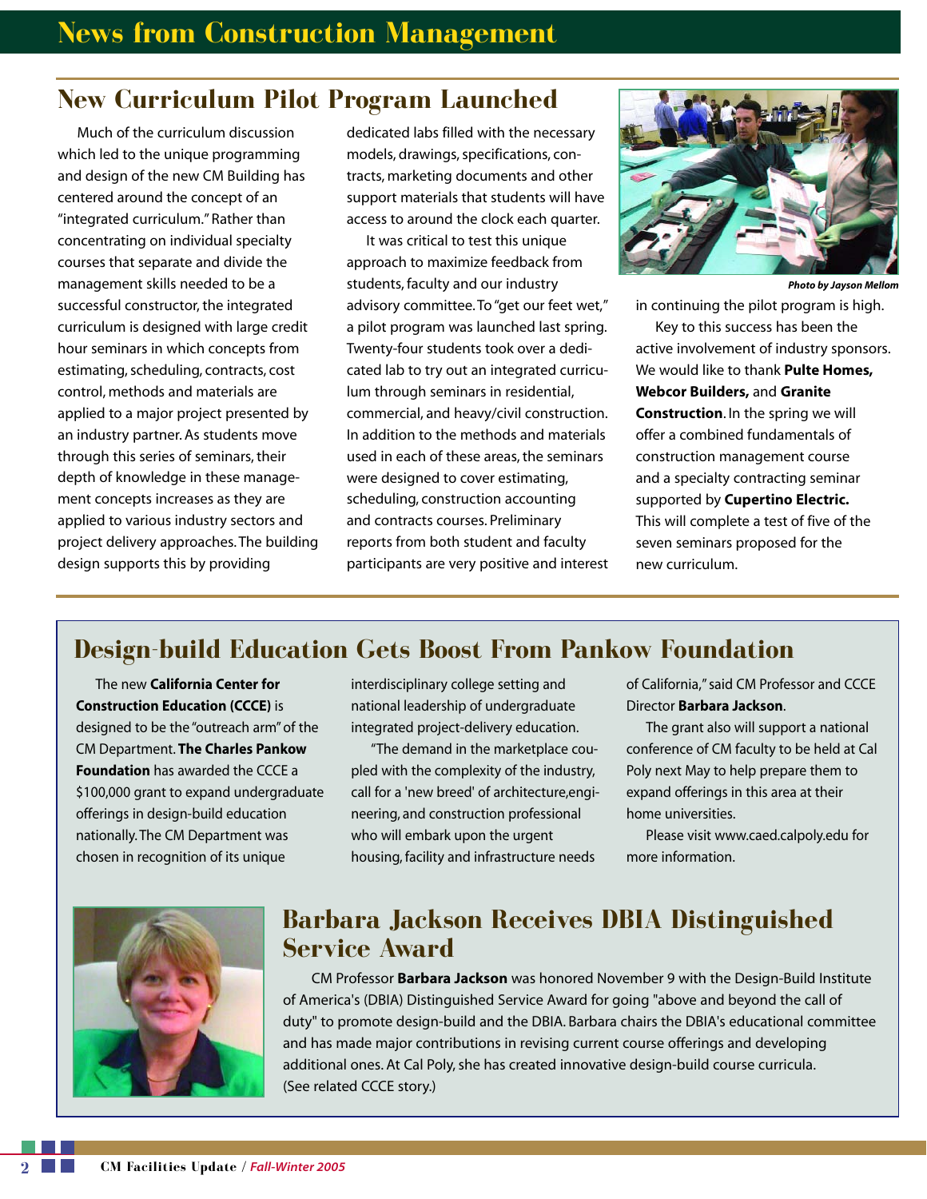# News from Construction Management

## New Curriculum Pilot Program Launched

Much of the curriculum discussion which led to the unique programming and design of the new CM Building has centered around the concept of an "integrated curriculum." Rather than concentrating on individual specialty courses that separate and divide the management skills needed to be a successful constructor, the integrated curriculum is designed with large credit hour seminars in which concepts from estimating, scheduling, contracts, cost control, methods and materials are applied to a major project presented by an industry partner. As students move through this series of seminars, their depth of knowledge in these management concepts increases as they are applied to various industry sectors and project delivery approaches. The building design supports this by providing dedicated labs filled with the necessary models, drawings, specifications, contracts, marketing documents and other support materials that students will have access to around the clock each quarter.

It was critical to test this unique approach to maximize feedback from students, faculty and our industry advisory committee. To "get our feet wet," a pilot program was launched last spring. Twenty-four students took over a dedicated lab to try out an integrated curriculum through seminars in residential, commercial, and heavy/civil construction. In addition to the methods and materials used in each of these areas, the seminars were designed to cover estimating, scheduling, construction accounting and contracts courses. Preliminary reports from both student and faculty participants are very positive and interest in continuing the pilot program is high.

*Photo by Jayson Mellom*

Key to this success has been the active involvement of industry sponsors. We would like to thank **Pulte Homes, Webcor Builders,** and **Granite Construction**. In the spring we will offer a combined fundamentals of construction management course and a specialty contracting seminar supported by **Cupertino Electric.** This will complete a test of five of the seven seminars proposed for the new curriculum.

## Design-build Education Gets Boost From Pankow Foundation

The new **California Center for Construction Education (CCCE)** is designed to be the "outreach arm" of the CM Department. **The Charles Pankow Foundation** has awarded the CCCE a $100,000 grant to expand undergraduate offerings in design-build education nationally. The CM Department was chosen in recognition of its unique interdisciplinary college setting and national leadership of undergraduate integrated project-delivery education.

"The demand in the marketplace coupled with the complexity of the industry, call for a 'new breed' of architecture,engineering, and construction professional who will embark upon the urgent housing, facility and infrastructure needs of California," said CM Professor and CCCE Director **Barbara Jackson**.

The grant also will support a national conference of CM faculty to be held at Cal Poly next May to help prepare them to expand offerings in this area at their home universities.

Please visit www.caed.calpoly.edu for more information.

## Barbara Jackson Receives DBIA Distinguished Service Award

CM Professor **Barbara Jackson** was honored November 9 with the Design-Build Institute of America's (DBIA) Distinguished Service Award for going "above and beyond the call of duty" to promote design-build and the DBIA. Barbara chairs the DBIA's educational committee and has made major contributions in revising current course offerings and developing additional ones. At Cal Poly, she has created innovative design-build course curricula. (See related CCCE story.)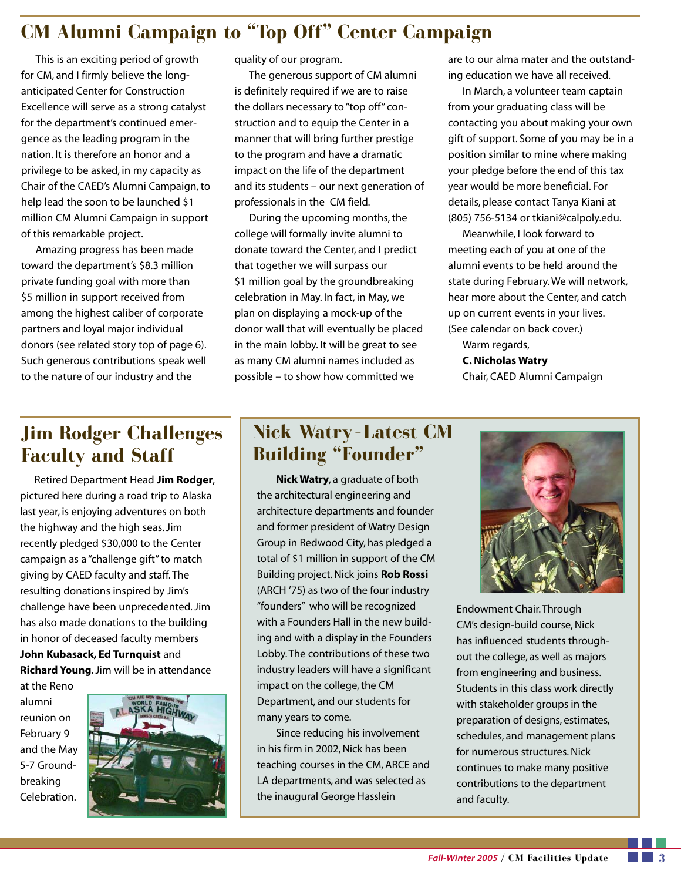# CM Alumni Campaign to "Top Off" Center Campaign

This is an exciting period of growth for CM, and I firmly believe the long-anticipated Center for Construction Excellence will serve as a strong catalyst for the department's continued emergence as the leading program in the nation. It is therefore an honor and a privilege to be asked, in my capacity as Chair of the CAED's Alumni Campaign, to help lead the soon to be launched $1 million CM Alumni Campaign in support of this remarkable project.

Amazing progress has been made toward the department's $8.3 million private funding goal with more than $5 million in support received from among the highest caliber of corporate partners and loyal major individual donors (see related story top of page 6). Such generous contributions speak well to the nature of our industry and the quality of our program.

The generous support of CM alumni is definitely required if we are to raise the dollars necessary to "top off" construction and to equip the Center in a manner that will bring further prestige to the program and have a dramatic impact on the life of the department and its students – our next generation of professionals in the CM field.

During the upcoming months, the college will formally invite alumni to donate toward the Center, and I predict that together we will surpass our $1 million goal by the groundbreaking celebration in May. In fact, in May, we plan on displaying a mock-up of the donor wall that will eventually be placed in the main lobby. It will be great to see as many CM alumni names included as possible – to show how committed we are to our alma mater and the outstanding education we have all received.

In March, a volunteer team captain from your graduating class will be contacting you about making your own gift of support. Some of you may be in a position similar to mine where making your pledge before the end of this tax year would be more beneficial. For details, please contact Tanya Kiani at (805) 756-5134 or tkiani@calpoly.edu.

Meanwhile, I look forward to meeting each of you at one of the alumni events to be held around the state during February. We will network, hear more about the Center, and catch up on current events in your lives. (See calendar on back cover.)

Warm regards,

**C. Nicholas Watry**
Chair, CAED Alumni Campaign

## Jim Rodger Challenges Faculty and Staff

Retired Department Head **Jim Rodger**, pictured here during a road trip to Alaska last year, is enjoying adventures on both the highway and the high seas. Jim recently pledged $30,000 to the Center campaign as a "challenge gift" to match giving by CAED faculty and staff. The resulting donations inspired by Jim's challenge have been unprecedented. Jim has also made donations to the building in honor of deceased faculty members **John Kubasack, Ed Turnquist** and **Richard Young**. Jim will be in attendance at the Reno alumni reunion on February 9 and the May 5-7 Groundbreaking Celebration.

## Nick Watry - Latest CM Building "Founder"

**Nick Watry**, a graduate of both the architectural engineering and architecture departments and founder and former president of Watry Design Group in Redwood City, has pledged a total of $1 million in support of the CM Building project. Nick joins **Rob Rossi** (ARCH '75) as two of the four industry "founders" who will be recognized with a Founders Hall in the new building and with a display in the Founders Lobby. The contributions of these two industry leaders will have a significant impact on the college, the CM Department, and our students for many years to come.

Since reducing his involvement in his firm in 2002, Nick has been teaching courses in the CM, ARCE and LA departments, and was selected as the inaugural George Hasslein Endowment Chair. Through CM's design-build course, Nick has influenced students throughout the college, as well as majors from engineering and business. Students in this class work directly with stakeholder groups in the preparation of designs, estimates, schedules, and management plans for numerous structures. Nick continues to make many positive contributions to the department and faculty.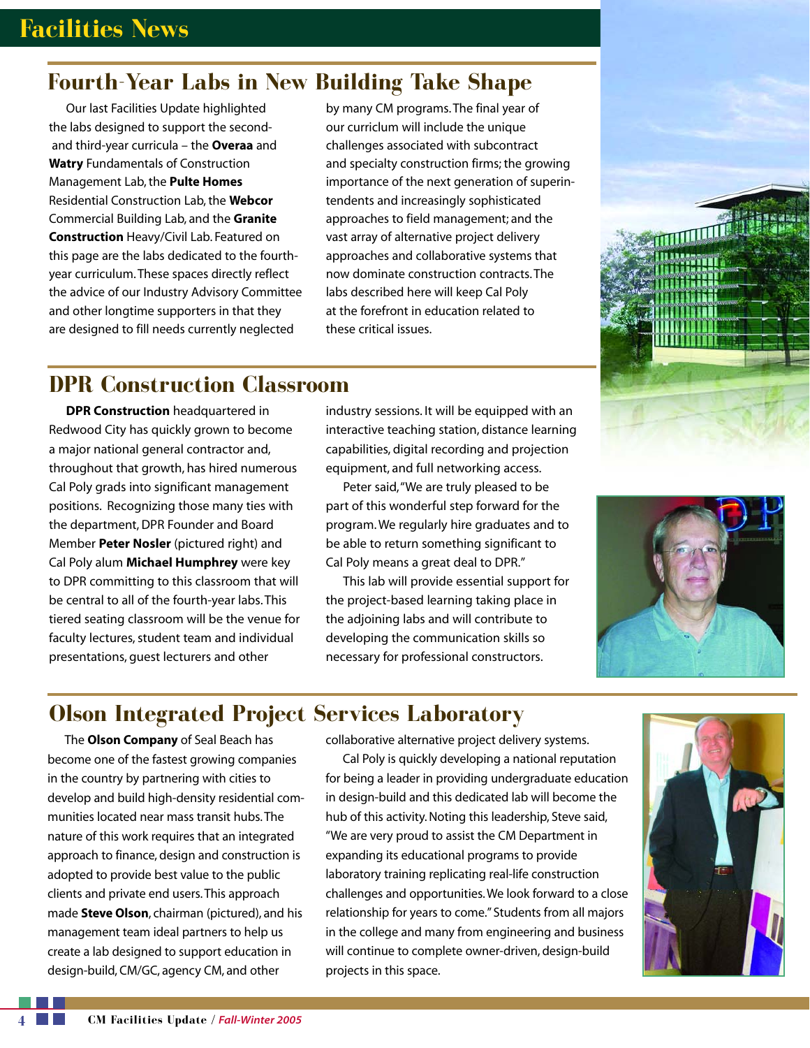# Facilities News

## Fourth-Year Labs in New Building Take Shape

Our last Facilities Update highlighted the labs designed to support the second- and third-year curricula – the **Overaa** and **Watry** Fundamentals of Construction Management Lab, the **Pulte Homes** Residential Construction Lab, the **Webcor** Commercial Building Lab, and the **Granite Construction** Heavy/Civil Lab. Featured on this page are the labs dedicated to the fourth-year curriculum. These spaces directly reflect the advice of our Industry Advisory Committee and other longtime supporters in that they are designed to fill needs currently neglected by many CM programs. The final year of our curriclum will include the unique challenges associated with subcontract and specialty construction firms; the growing importance of the next generation of superintendents and increasingly sophisticated approaches to field management; and the vast array of alternative project delivery approaches and collaborative systems that now dominate construction contracts. The labs described here will keep Cal Poly at the forefront in education related to these critical issues.

## DPR Construction Classroom

**DPR Construction** headquartered in Redwood City has quickly grown to become a major national general contractor and, throughout that growth, has hired numerous Cal Poly grads into significant management positions. Recognizing those many ties with the department, DPR Founder and Board Member **Peter Nosler** (pictured right) and Cal Poly alum **Michael Humphrey** were key to DPR committing to this classroom that will be central to all of the fourth-year labs. This tiered seating classroom will be the venue for faculty lectures, student team and individual presentations, guest lecturers and other industry sessions. It will be equipped with an interactive teaching station, distance learning capabilities, digital recording and projection equipment, and full networking access.

Peter said, "We are truly pleased to be part of this wonderful step forward for the program. We regularly hire graduates and to be able to return something significant to Cal Poly means a great deal to DPR."

This lab will provide essential support for the project-based learning taking place in the adjoining labs and will contribute to developing the communication skills so necessary for professional constructors.

## Olson Integrated Project Services Laboratory

The **Olson Company** of Seal Beach has become one of the fastest growing companies in the country by partnering with cities to develop and build high-density residential communities located near mass transit hubs. The nature of this work requires that an integrated approach to finance, design and construction is adopted to provide best value to the public clients and private end users. This approach made **Steve Olson**, chairman (pictured), and his management team ideal partners to help us create a lab designed to support education in design-build, CM/GC, agency CM, and other collaborative alternative project delivery systems.

Cal Poly is quickly developing a national reputation for being a leader in providing undergraduate education in design-build and this dedicated lab will become the hub of this activity. Noting this leadership, Steve said, "We are very proud to assist the CM Department in expanding its educational programs to provide laboratory training replicating real-life construction challenges and opportunities. We look forward to a close relationship for years to come." Students from all majors in the college and many from engineering and business will continue to complete owner-driven, design-build projects in this space.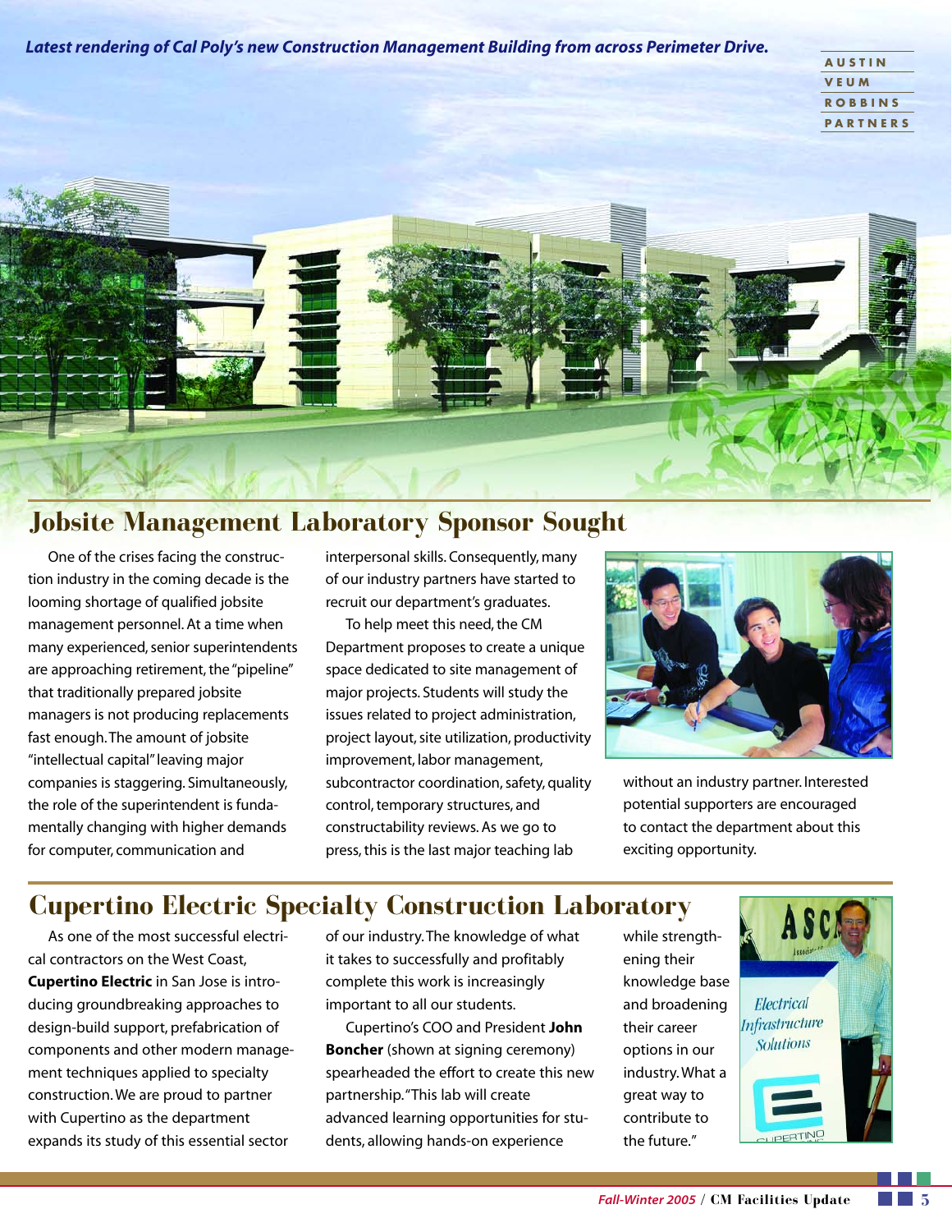*Latest rendering of Cal Poly's new Construction Management Building from across Perimeter Drive.*

AUSTIN
VEUM
ROBBINS
PARTNERS

## Jobsite Management Laboratory Sponsor Sought

One of the crises facing the construction industry in the coming decade is the looming shortage of qualified jobsite management personnel. At a time when many experienced, senior superintendents are approaching retirement, the "pipeline" that traditionally prepared jobsite managers is not producing replacements fast enough. The amount of jobsite "intellectual capital" leaving major companies is staggering. Simultaneously, the role of the superintendent is fundamentally changing with higher demands for computer, communication and interpersonal skills. Consequently, many of our industry partners have started to recruit our department's graduates.

To help meet this need, the CM Department proposes to create a unique space dedicated to site management of major projects. Students will study the issues related to project administration, project layout, site utilization, productivity improvement, labor management, subcontractor coordination, safety, quality control, temporary structures, and constructability reviews. As we go to press, this is the last major teaching lab without an industry partner. Interested potential supporters are encouraged to contact the department about this exciting opportunity.

## Cupertino Electric Specialty Construction Laboratory

As one of the most successful electrical contractors on the West Coast, **Cupertino Electric** in San Jose is introducing groundbreaking approaches to design-build support, prefabrication of components and other modern management techniques applied to specialty construction. We are proud to partner with Cupertino as the department expands its study of this essential sector of our industry. The knowledge of what it takes to successfully and profitably complete this work is increasingly important to all our students.

Cupertino's COO and President **John Boncher** (shown at signing ceremony) spearheaded the effort to create this new partnership. "This lab will create advanced learning opportunities for students, allowing hands-on experience while strengthening their knowledge base and broadening their career options in our industry. What a great way to contribute to the future."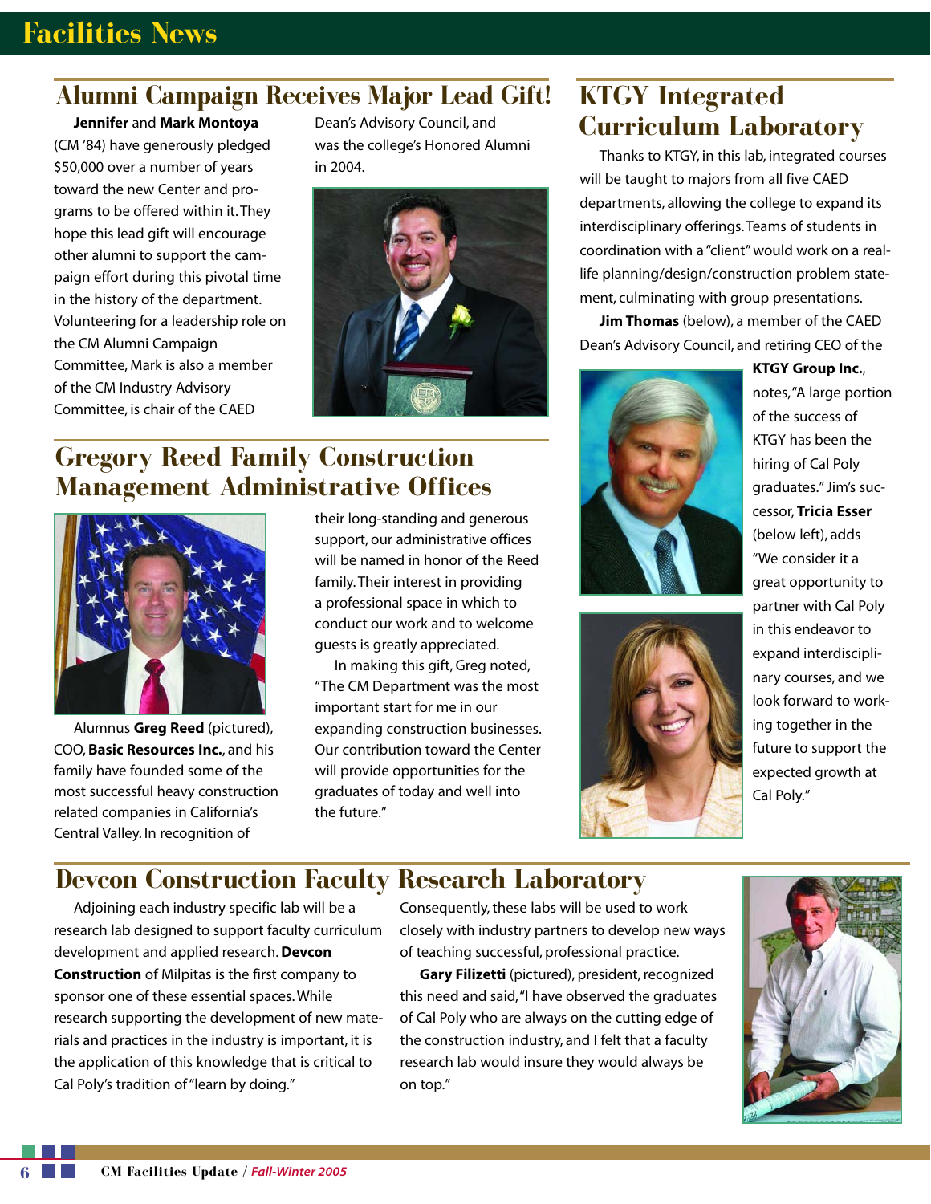# Facilities News

## Alumni Campaign Receives Major Lead Gift!

**Jennifer** and **Mark Montoya** (CM '84) have generously pledged $50,000 over a number of years toward the new Center and programs to be offered within it. They hope this lead gift will encourage other alumni to support the campaign effort during this pivotal time in the history of the department. Volunteering for a leadership role on the CM Alumni Campaign Committee, Mark is also a member of the CM Industry Advisory Committee, is chair of the CAED Dean's Advisory Council, and was the college's Honored Alumni in 2004.

## Gregory Reed Family Construction Management Administrative Offices

Alumnus **Greg Reed** (pictured), COO, **Basic Resources Inc.**, and his family have founded some of the most successful heavy construction related companies in California's Central Valley. In recognition of their long-standing and generous support, our administrative offices will be named in honor of the Reed family. Their interest in providing a professional space in which to conduct our work and to welcome guests is greatly appreciated.

In making this gift, Greg noted, "The CM Department was the most important start for me in our expanding construction businesses. Our contribution toward the Center will provide opportunities for the graduates of today and well into the future."

## KTGY Integrated Curriculum Laboratory

Thanks to KTGY, in this lab, integrated courses will be taught to majors from all five CAED departments, allowing the college to expand its interdisciplinary offerings. Teams of students in coordination with a "client" would work on a real-life planning/design/construction problem statement, culminating with group presentations.

**Jim Thomas** (below), a member of the CAED Dean's Advisory Council, and retiring CEO of the **KTGY Group Inc.**, notes, "A large portion of the success of KTGY has been the hiring of Cal Poly graduates." Jim's successor, **Tricia Esser** (below left), adds "We consider it a great opportunity to partner with Cal Poly in this endeavor to expand interdisciplinary courses, and we look forward to working together in the future to support the expected growth at Cal Poly."

## Devcon Construction Faculty Research Laboratory

Adjoining each industry specific lab will be a research lab designed to support faculty curriculum development and applied research. **Devcon Construction** of Milpitas is the first company to sponsor one of these essential spaces. While research supporting the development of new materials and practices in the industry is important, it is the application of this knowledge that is critical to Cal Poly's tradition of "learn by doing." Consequently, these labs will be used to work closely with industry partners to develop new ways of teaching successful, professional practice.

**Gary Filizetti** (pictured), president, recognized this need and said, "I have observed the graduates of Cal Poly who are always on the cutting edge of the construction industry, and I felt that a faculty research lab would insure they would always be on top."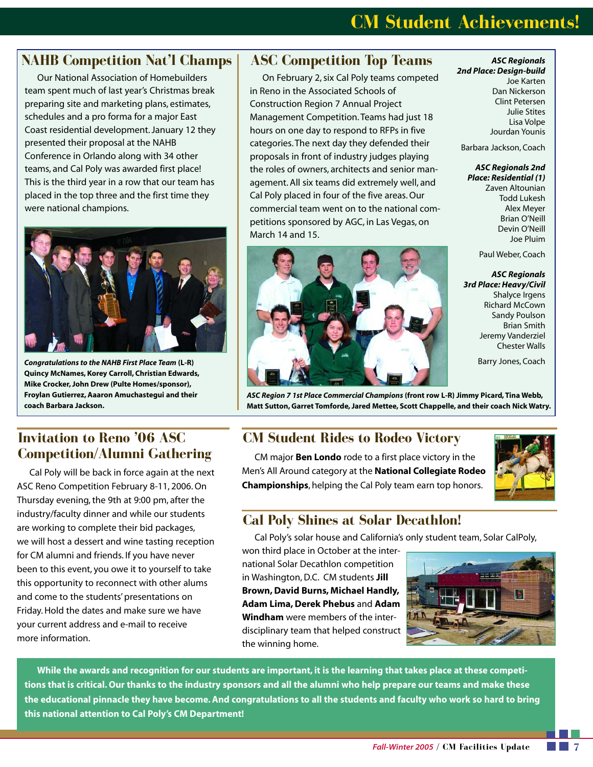# CM Student Achievements!

## NAHB Competition Nat'l Champs

Our National Association of Homebuilders team spent much of last year's Christmas break preparing site and marketing plans, estimates, schedules and a pro forma for a major East Coast residential development. January 12 they presented their proposal at the NAHB Conference in Orlando along with 34 other teams, and Cal Poly was awarded first place! This is the third year in a row that our team has placed in the top three and the first time they were national champions.

***Congratulations to the NAHB First Place Team*** **(L-R) Quincy McNames, Korey Carroll, Christian Edwards, Mike Crocker, John Drew (Pulte Homes/sponsor), Froylan Gutierrez, Aaaron Amuchastegui and their coach Barbara Jackson.**

## ASC Competition Top Teams

On February 2, six Cal Poly teams competed in Reno in the Associated Schools of Construction Region 7 Annual Project Management Competition. Teams had just 18 hours on one day to respond to RFPs in five categories. The next day they defended their proposals in front of industry judges playing the roles of owners, architects and senior management. All six teams did extremely well, and Cal Poly placed in four of the five areas. Our commercial team went on to the national competitions sponsored by AGC, in Las Vegas, on March 14 and 15.

***ASC Region 7 1st Place Commercial Champions*** **(front row L-R) Jimmy Picard, Tina Webb, Matt Sutton, Garret Tomforde, Jared Mettee, Scott Chappelle, and their coach Nick Watry.**

***ASC Regionals 2nd Place: Design-build***
Joe Karten
Dan Nickerson
Clint Petersen
Julie Stites
Lisa Volpe
Jourdan Younis

Barbara Jackson, Coach

***ASC Regionals 2nd Place: Residential (1)***
Zaven Altounian
Todd Lukesh
Alex Meyer
Brian O'Neill
Devin O'Neill
Joe Pluim

Paul Weber, Coach

***ASC Regionals 3rd Place: Heavy/Civil***
Shalyce Irgens
Richard McCown
Sandy Poulson
Brian Smith
Jeremy Vanderziel
Chester Walls

Barry Jones, Coach

## Invitation to Reno '06 ASC Competition/Alumni Gathering

Cal Poly will be back in force again at the next ASC Reno Competition February 8-11, 2006. On Thursday evening, the 9th at 9:00 pm, after the industry/faculty dinner and while our students are working to complete their bid packages, we will host a dessert and wine tasting reception for CM alumni and friends. If you have never been to this event, you owe it to yourself to take this opportunity to reconnect with other alums and come to the students' presentations on Friday. Hold the dates and make sure we have your current address and e-mail to receive more information.

## CM Student Rides to Rodeo Victory

CM major **Ben Londo** rode to a first place victory in the Men's All Around category at the **National Collegiate Rodeo Championships**, helping the Cal Poly team earn top honors.

## Cal Poly Shines at Solar Decathlon!

Cal Poly's solar house and California's only student team, Solar CalPoly, won third place in October at the international Solar Decathlon competition in Washington, D.C. CM students **Jill Brown, David Burns, Michael Handly, Adam Lima, Derek Phebus** and **Adam Windham** were members of the interdisciplinary team that helped construct the winning home.

**While the awards and recognition for our students are important, it is the learning that takes place at these competitions that is critical. Our thanks to the industry sponsors and all the alumni who help prepare our teams and make these the educational pinnacle they have become. And congratulations to all the students and faculty who work so hard to bring this national attention to Cal Poly's CM Department!**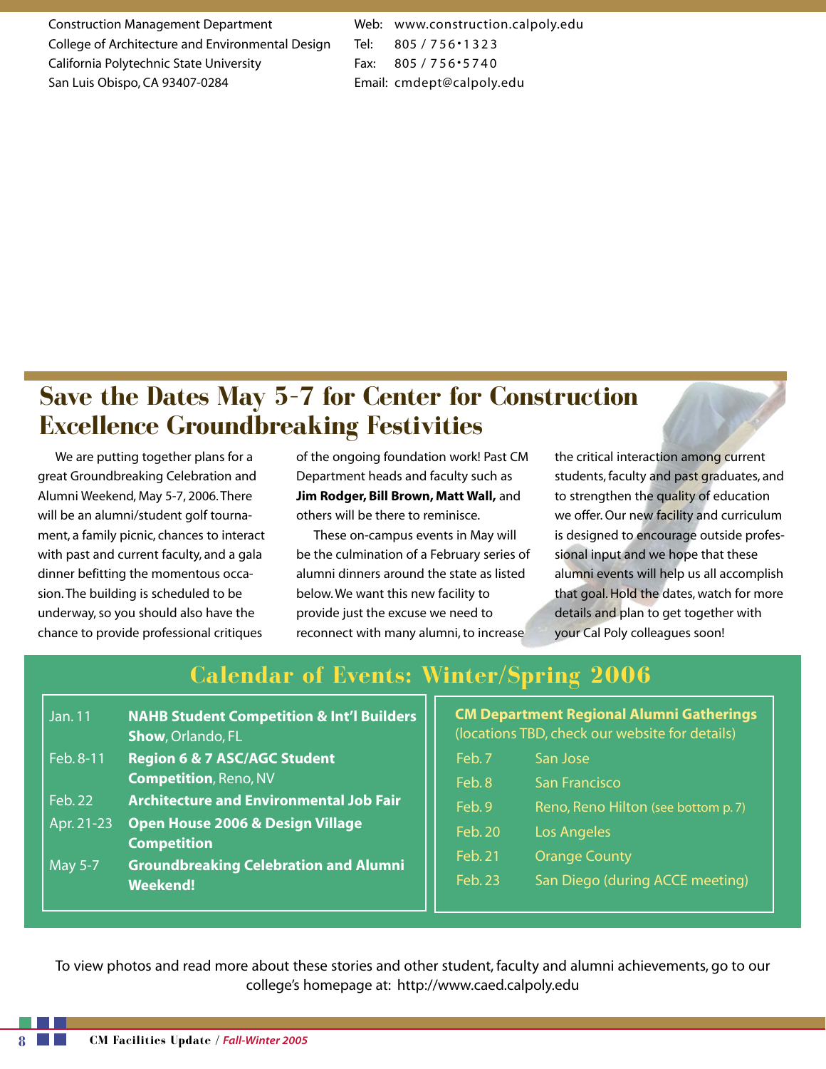Construction Management Department
College of Architecture and Environmental Design
California Polytechnic State University
San Luis Obispo, CA 93407-0284

Web: www.construction.calpoly.edu
Tel: 805 / 756•1323
Fax: 805 / 756•5740
Email: cmdept@calpoly.edu

## Save the Dates May 5-7 for Center for Construction Excellence Groundbreaking Festivities

We are putting together plans for a great Groundbreaking Celebration and Alumni Weekend, May 5-7, 2006. There will be an alumni/student golf tournament, a family picnic, chances to interact with past and current faculty, and a gala dinner befitting the momentous occasion. The building is scheduled to be underway, so you should also have the chance to provide professional critiques of the ongoing foundation work! Past CM Department heads and faculty such as **Jim Rodger, Bill Brown, Matt Wall,** and others will be there to reminisce.

These on-campus events in May will be the culmination of a February series of alumni dinners around the state as listed below. We want this new facility to provide just the excuse we need to reconnect with many alumni, to increase the critical interaction among current students, faculty and past graduates, and to strengthen the quality of education we offer. Our new facility and curriculum is designed to encourage outside professional input and we hope that these alumni events will help us all accomplish that goal. Hold the dates, watch for more details and plan to get together with your Cal Poly colleagues soon!

## Calendar of Events: Winter/Spring 2006

| | |
|---|---|
| Jan. 11 | **NAHB Student Competition & Int'l Builders Show**, Orlando, FL |
| Feb. 8-11 | **Region 6 & 7 ASC/AGC Student Competition**, Reno, NV |
| Feb. 22 | **Architecture and Environmental Job Fair** |
| Apr. 21-23 | **Open House 2006 & Design Village Competition** |
| May 5-7 | **Groundbreaking Celebration and Alumni Weekend!** |

**CM Department Regional Alumni Gatherings**
(locations TBD, check our website for details)

| | |
|---|---|
| Feb. 7 | San Jose |
| Feb. 8 | San Francisco |
| Feb. 9 | Reno, Reno Hilton (see bottom p. 7) |
| Feb. 20 | Los Angeles |
| Feb. 21 | Orange County |
| Feb. 23 | San Diego (during ACCE meeting) |

To view photos and read more about these stories and other student, faculty and alumni achievements, go to our college's homepage at: http://www.caed.calpoly.edu